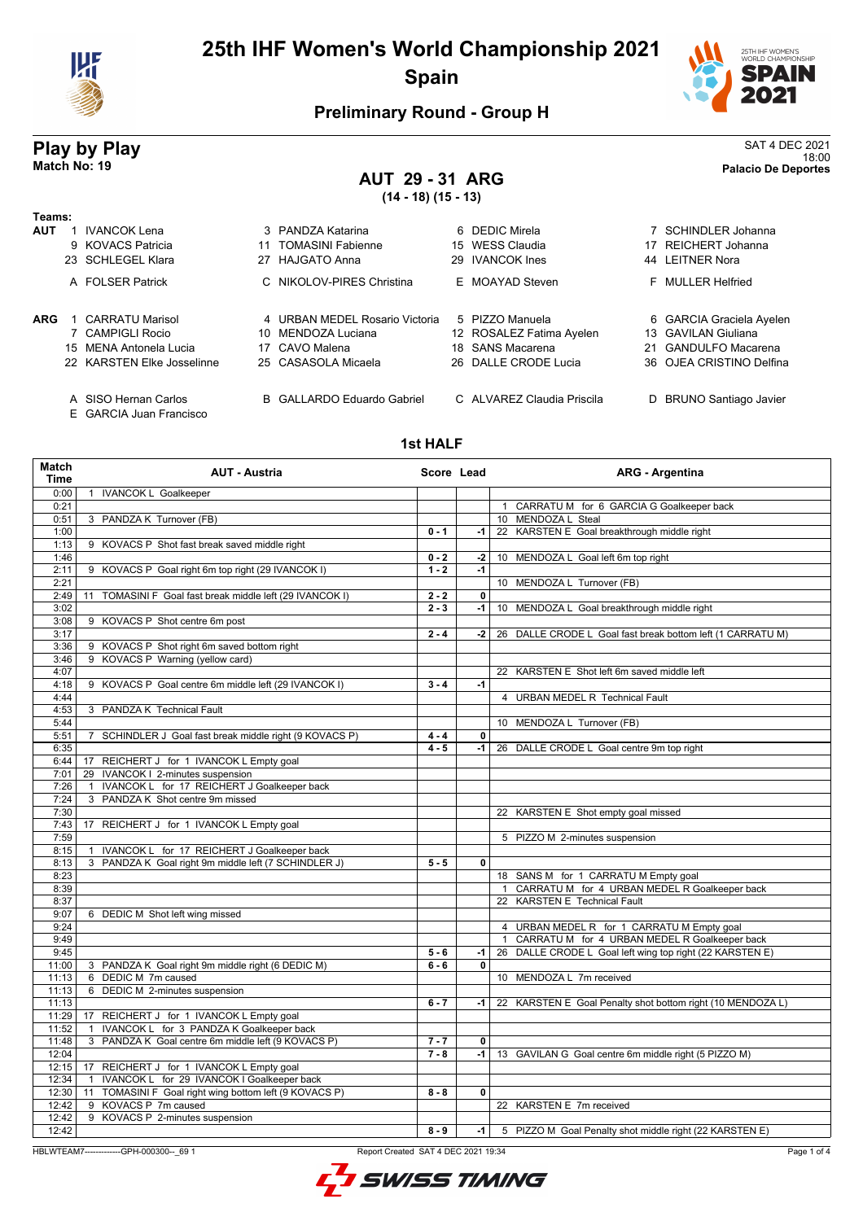# 25th IHF Women's World Championship 2021

## Spain

### Preliminary Round - Group H

## Play by Play

**Match No: 19**

SAT 4 DEC 2021
18:00
**Palacio De Deportes**

## AUT 29 - 31 ARG

**(14 - 18) (15 - 13)**

**Teams:**

| | | | | |
|---|---|---|---|---|
| **AUT** | 1 IVANCOK Lena | 3 PANDZA Katarina | 6 DEDIC Mirela | 7 SCHINDLER Johanna |
| | 9 KOVACS Patricia | 11 TOMASINI Fabienne | 15 WESS Claudia | 17 REICHERT Johanna |
| | 23 SCHLEGEL Klara | 27 HAJGATO Anna | 29 IVANCOK Ines | 44 LEITNER Nora |
| | A FOLSER Patrick | C NIKOLOV-PIRES Christina | E MOAYAD Steven | F MULLER Helfried |
| **ARG** | 1 CARRATU Marisol | 4 URBAN MEDEL Rosario Victoria | 5 PIZZO Manuela | 6 GARCIA Graciela Ayelen |
| | 7 CAMPIGLI Rocio | 10 MENDOZA Luciana | 12 ROSALEZ Fatima Ayelen | 13 GAVILAN Giuliana |
| | 15 MENA Antonela Lucia | 17 CAVO Malena | 18 SANS Macarena | 21 GANDULFO Macarena |
| | 22 KARSTEN Elke Josselinne | 25 CASASOLA Micaela | 26 DALLE CRODE Lucia | 36 OJEA CRISTINO Delfina |
| | A SISO Hernan Carlos | B GALLARDO Eduardo Gabriel | C ALVAREZ Claudia Priscila | D BRUNO Santiago Javier |
| | E GARCIA Juan Francisco | | | |

### 1st HALF

| Match Time | AUT - Austria | Score | Lead | ARG - Argentina |
|---|---|---|---|---|
| 0:00 | 1 IVANCOK L Goalkeeper | | | |
| 0:21 | | | | 1 CARRATU M for 6 GARCIA G Goalkeeper back |
| 0:51 | 3 PANDZA K Turnover (FB) | | | 10 MENDOZA L Steal |
| 1:00 | | 0 - 1 | -1 | 22 KARSTEN E Goal breakthrough middle right |
| 1:13 | 9 KOVACS P Shot fast break saved middle right | | | |
| 1:46 | | 0 - 2 | -2 | 10 MENDOZA L Goal left 6m top right |
| 2:11 | 9 KOVACS P Goal right 6m top right (29 IVANCOK I) | 1 - 2 | -1 | |
| 2:21 | | | | 10 MENDOZA L Turnover (FB) |
| 2:49 | 11 TOMASINI F Goal fast break middle left (29 IVANCOK I) | 2 - 2 | 0 | |
| 3:02 | | 2 - 3 | -1 | 10 MENDOZA L Goal breakthrough middle right |
| 3:08 | 9 KOVACS P Shot centre 6m post | | | |
| 3:17 | | 2 - 4 | -2 | 26 DALLE CRODE L Goal fast break bottom left (1 CARRATU M) |
| 3:36 | 9 KOVACS P Shot right 6m saved bottom right | | | |
| 3:46 | 9 KOVACS P Warning (yellow card) | | | |
| 4:07 | | | | 22 KARSTEN E Shot left 6m saved middle left |
| 4:18 | 9 KOVACS P Goal centre 6m middle left (29 IVANCOK I) | 3 - 4 | -1 | |
| 4:44 | | | | 4 URBAN MEDEL R Technical Fault |
| 4:53 | 3 PANDZA K Technical Fault | | | |
| 5:44 | | | | 10 MENDOZA L Turnover (FB) |
| 5:51 | 7 SCHINDLER J Goal fast break middle right (9 KOVACS P) | 4 - 4 | 0 | |
| 6:35 | | 4 - 5 | -1 | 26 DALLE CRODE L Goal centre 9m top right |
| 6:44 | 17 REICHERT J for 1 IVANCOK L Empty goal | | | |
| 7:01 | 29 IVANCOK I 2-minutes suspension | | | |
| 7:26 | 1 IVANCOK L for 17 REICHERT J Goalkeeper back | | | |
| 7:24 | 3 PANDZA K Shot centre 9m missed | | | |
| 7:30 | | | | 22 KARSTEN E Shot empty goal missed |
| 7:43 | 17 REICHERT J for 1 IVANCOK L Empty goal | | | |
| 7:59 | | | | 5 PIZZO M 2-minutes suspension |
| 8:15 | 1 IVANCOK L for 17 REICHERT J Goalkeeper back | | | |
| 8:13 | 3 PANDZA K Goal right 9m middle left (7 SCHINDLER J) | 5 - 5 | 0 | |
| 8:23 | | | | 18 SANS M for 1 CARRATU M Empty goal |
| 8:39 | | | | 1 CARRATU M for 4 URBAN MEDEL R Goalkeeper back |
| 8:37 | | | | 22 KARSTEN E Technical Fault |
| 9:07 | 6 DEDIC M Shot left wing missed | | | |
| 9:24 | | | | 4 URBAN MEDEL R for 1 CARRATU M Empty goal |
| 9:49 | | | | 1 CARRATU M for 4 URBAN MEDEL R Goalkeeper back |
| 9:45 | | 5 - 6 | -1 | 26 DALLE CRODE L Goal left wing top right (22 KARSTEN E) |
| 11:00 | 3 PANDZA K Goal right 9m middle right (6 DEDIC M) | 6 - 6 | 0 | |
| 11:13 | 6 DEDIC M 7m caused | | | 10 MENDOZA L 7m received |
| 11:13 | 6 DEDIC M 2-minutes suspension | | | |
| 11:13 | | 6 - 7 | -1 | 22 KARSTEN E Goal Penalty shot bottom right (10 MENDOZA L) |
| 11:29 | 17 REICHERT J for 1 IVANCOK L Empty goal | | | |
| 11:52 | 1 IVANCOK L for 3 PANDZA K Goalkeeper back | | | |
| 11:48 | 3 PANDZA K Goal centre 6m middle left (9 KOVACS P) | 7 - 7 | 0 | |
| 12:04 | | 7 - 8 | -1 | 13 GAVILAN G Goal centre 6m middle right (5 PIZZO M) |
| 12:15 | 17 REICHERT J for 1 IVANCOK L Empty goal | | | |
| 12:34 | 1 IVANCOK L for 29 IVANCOK I Goalkeeper back | | | |
| 12:30 | 11 TOMASINI F Goal right wing bottom left (9 KOVACS P) | 8 - 8 | 0 | |
| 12:42 | 9 KOVACS P 7m caused | | | 22 KARSTEN E 7m received |
| 12:42 | 9 KOVACS P 2-minutes suspension | | | |
| 12:42 | | 8 - 9 | -1 | 5 PIZZO M Goal Penalty shot middle right (22 KARSTEN E) |

HBLWTEAM7-------------GPH-000300--_69 1 Report Created SAT 4 DEC 2021 19:34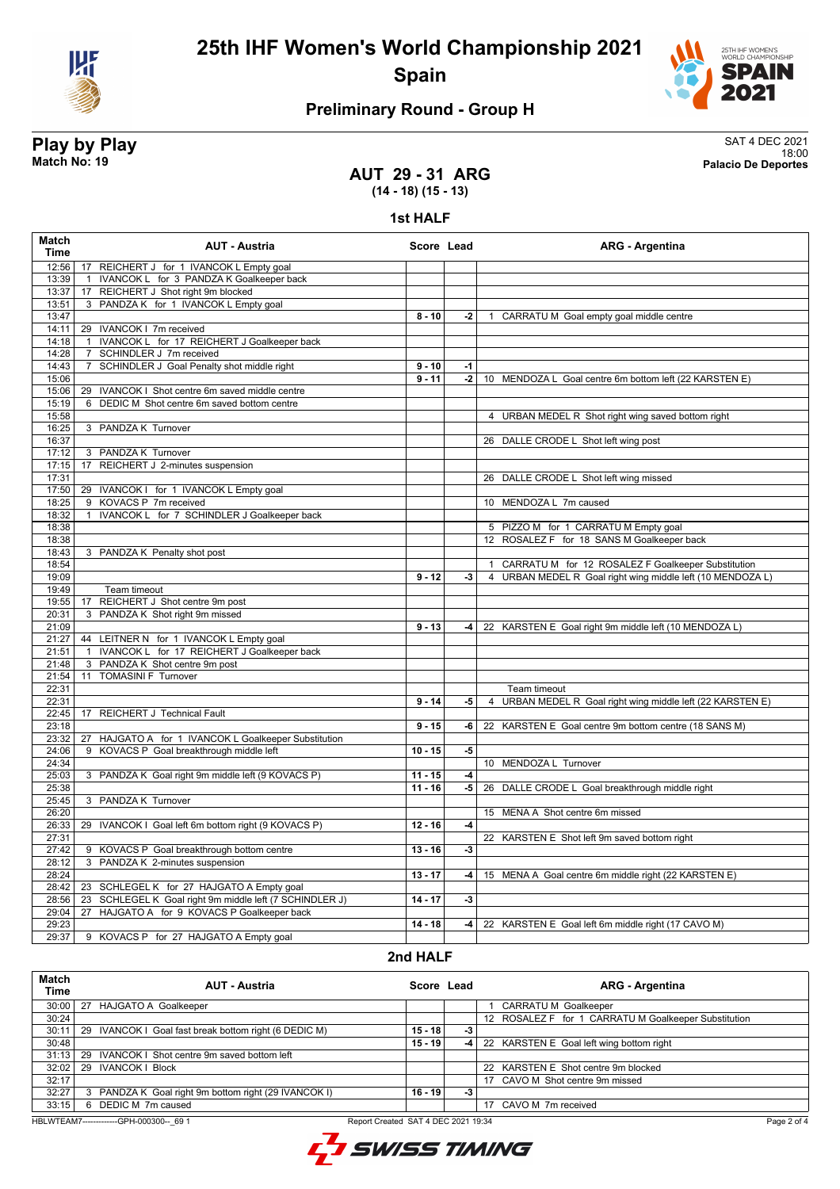# 25th IHF Women's World Championship 2021

## Spain

### Preliminary Round - Group H

**Play by Play**
**Match No: 19**

SAT 4 DEC 2021
18:00
**Palacio De Deportes**

## AUT 29 - 31 ARG

**(14 - 18) (15 - 13)**

### 1st HALF

| Match Time | AUT - Austria | Score | Lead | ARG - Argentina |
|---|---|---|---|---|
| 12:56 | 17 REICHERT J for 1 IVANCOK L Empty goal | | | |
| 13:39 | 1 IVANCOK L for 3 PANDZA K Goalkeeper back | | | |
| 13:37 | 17 REICHERT J Shot right 9m blocked | | | |
| 13:51 | 3 PANDZA K for 1 IVANCOK L Empty goal | | | |
| 13:47 | | 8 - 10 | -2 | 1 CARRATU M Goal empty goal middle centre |
| 14:11 | 29 IVANCOK I 7m received | | | |
| 14:18 | 1 IVANCOK L for 17 REICHERT J Goalkeeper back | | | |
| 14:28 | 7 SCHINDLER J 7m received | | | |
| 14:43 | 7 SCHINDLER J Goal Penalty shot middle right | 9 - 10 | -1 | |
| 15:06 | | 9 - 11 | -2 | 10 MENDOZA L Goal centre 6m bottom left (22 KARSTEN E) |
| 15:06 | 29 IVANCOK I Shot centre 6m saved middle centre | | | |
| 15:19 | 6 DEDIC M Shot centre 6m saved bottom centre | | | |
| 15:58 | | | | 4 URBAN MEDEL R Shot right wing saved bottom right |
| 16:25 | 3 PANDZA K Turnover | | | |
| 16:37 | | | | 26 DALLE CRODE L Shot left wing post |
| 17:12 | 3 PANDZA K Turnover | | | |
| 17:15 | 17 REICHERT J 2-minutes suspension | | | |
| 17:31 | | | | 26 DALLE CRODE L Shot left wing missed |
| 17:50 | 29 IVANCOK I for 1 IVANCOK L Empty goal | | | |
| 18:25 | 9 KOVACS P 7m received | | | 10 MENDOZA L 7m caused |
| 18:32 | 1 IVANCOK L for 7 SCHINDLER J Goalkeeper back | | | |
| 18:38 | | | | 5 PIZZO M for 1 CARRATU M Empty goal |
| 18:38 | | | | 12 ROSALEZ F for 18 SANS M Goalkeeper back |
| 18:43 | 3 PANDZA K Penalty shot post | | | |
| 18:54 | | | | 1 CARRATU M for 12 ROSALEZ F Goalkeeper Substitution |
| 19:09 | | 9 - 12 | -3 | 4 URBAN MEDEL R Goal right wing middle left (10 MENDOZA L) |
| 19:49 | Team timeout | | | |
| 19:55 | 17 REICHERT J Shot centre 9m post | | | |
| 20:31 | 3 PANDZA K Shot right 9m missed | | | |
| 21:09 | | 9 - 13 | -4 | 22 KARSTEN E Goal right 9m middle left (10 MENDOZA L) |
| 21:27 | 44 LEITNER N for 1 IVANCOK L Empty goal | | | |
| 21:51 | 1 IVANCOK L for 17 REICHERT J Goalkeeper back | | | |
| 21:48 | 3 PANDZA K Shot centre 9m post | | | |
| 21:54 | 11 TOMASINI F Turnover | | | |
| 22:31 | | | | Team timeout |
| 22:31 | | 9 - 14 | -5 | 4 URBAN MEDEL R Goal right wing middle left (22 KARSTEN E) |
| 22:45 | 17 REICHERT J Technical Fault | | | |
| 23:18 | | 9 - 15 | -6 | 22 KARSTEN E Goal centre 9m bottom centre (18 SANS M) |
| 23:32 | 27 HAJGATO A for 1 IVANCOK L Goalkeeper Substitution | | | |
| 24:06 | 9 KOVACS P Goal breakthrough middle left | 10 - 15 | -5 | |
| 24:34 | | | | 10 MENDOZA L Turnover |
| 25:03 | 3 PANDZA K Goal right 9m middle left (9 KOVACS P) | 11 - 15 | -4 | |
| 25:38 | | 11 - 16 | -5 | 26 DALLE CRODE L Goal breakthrough middle right |
| 25:45 | 3 PANDZA K Turnover | | | |
| 26:20 | | | | 15 MENA A Shot centre 6m missed |
| 26:33 | 29 IVANCOK I Goal left 6m bottom right (9 KOVACS P) | 12 - 16 | -4 | |
| 27:31 | | | | 22 KARSTEN E Shot left 9m saved bottom right |
| 27:42 | 9 KOVACS P Goal breakthrough bottom centre | 13 - 16 | -3 | |
| 28:12 | 3 PANDZA K 2-minutes suspension | | | |
| 28:24 | | 13 - 17 | -4 | 15 MENA A Goal centre 6m middle right (22 KARSTEN E) |
| 28:42 | 23 SCHLEGEL K for 27 HAJGATO A Empty goal | | | |
| 28:56 | 23 SCHLEGEL K Goal right 9m middle left (7 SCHINDLER J) | 14 - 17 | -3 | |
| 29:04 | 27 HAJGATO A for 9 KOVACS P Goalkeeper back | | | |
| 29:23 | | 14 - 18 | -4 | 22 KARSTEN E Goal left 6m middle right (17 CAVO M) |
| 29:37 | 9 KOVACS P for 27 HAJGATO A Empty goal | | | |

### 2nd HALF

| Match Time | AUT - Austria | Score | Lead | ARG - Argentina |
|---|---|---|---|---|
| 30:00 | 27 HAJGATO A Goalkeeper | | | 1 CARRATU M Goalkeeper |
| 30:24 | | | | 12 ROSALEZ F for 1 CARRATU M Goalkeeper Substitution |
| 30:11 | 29 IVANCOK I Goal fast break bottom right (6 DEDIC M) | 15 - 18 | -3 | |
| 30:48 | | 15 - 19 | -4 | 22 KARSTEN E Goal left wing bottom right |
| 31:13 | 29 IVANCOK I Shot centre 9m saved bottom left | | | |
| 32:02 | 29 IVANCOK I Block | | | 22 KARSTEN E Shot centre 9m blocked |
| 32:17 | | | | 17 CAVO M Shot centre 9m missed |
| 32:27 | 3 PANDZA K Goal right 9m bottom right (29 IVANCOK I) | 16 - 19 | -3 | |
| 33:15 | 6 DEDIC M 7m caused | | | 17 CAVO M 7m received |

HBLWTEAM7-------------GPH-000300--_69 1 Report Created SAT 4 DEC 2021 19:34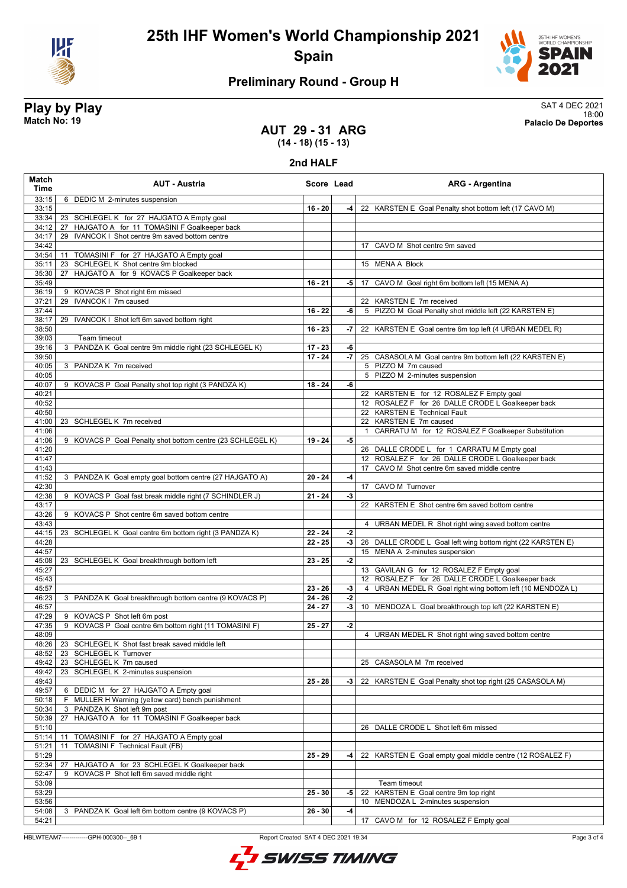# 25th IHF Women's World Championship 2021

## Spain

### Preliminary Round - Group H

**Play by Play**
**Match No: 19**

SAT 4 DEC 2021
18:00
**Palacio De Deportes**

## AUT 29 - 31 ARG
**(14 - 18) (15 - 13)**

### 2nd HALF

| Match Time | AUT - Austria | Score | Lead | ARG - Argentina |
|---|---|---|---|---|
| 33:15 | 6 DEDIC M 2-minutes suspension | | | |
| 33:15 | | 16 - 20 | -4 | 22 KARSTEN E Goal Penalty shot bottom left (17 CAVO M) |
| 33:34 | 23 SCHLEGEL K for 27 HAJGATO A Empty goal | | | |
| 34:12 | 27 HAJGATO A for 11 TOMASINI F Goalkeeper back | | | |
| 34:17 | 29 IVANCOK I Shot centre 9m saved bottom centre | | | |
| 34:42 | | | | 17 CAVO M Shot centre 9m saved |
| 34:54 | 11 TOMASINI F for 27 HAJGATO A Empty goal | | | |
| 35:11 | 23 SCHLEGEL K Shot centre 9m blocked | | | 15 MENA A Block |
| 35:30 | 27 HAJGATO A for 9 KOVACS P Goalkeeper back | | | |
| 35:49 | | 16 - 21 | -5 | 17 CAVO M Goal right 6m bottom left (15 MENA A) |
| 36:19 | 9 KOVACS P Shot right 6m missed | | | |
| 37:21 | 29 IVANCOK I 7m caused | | | 22 KARSTEN E 7m received |
| 37:44 | | 16 - 22 | -6 | 5 PIZZO M Goal Penalty shot middle left (22 KARSTEN E) |
| 38:17 | 29 IVANCOK I Shot left 6m saved bottom right | | | |
| 38:50 | | 16 - 23 | -7 | 22 KARSTEN E Goal centre 6m top left (4 URBAN MEDEL R) |
| 39:03 | Team timeout | | | |
| 39:16 | 3 PANDZA K Goal centre 9m middle right (23 SCHLEGEL K) | 17 - 23 | -6 | |
| 39:50 | | 17 - 24 | -7 | 25 CASASOLA M Goal centre 9m bottom left (22 KARSTEN E) |
| 40:05 | 3 PANDZA K 7m received | | | 5 PIZZO M 7m caused |
| 40:05 | | | | 5 PIZZO M 2-minutes suspension |
| 40:07 | 9 KOVACS P Goal Penalty shot top right (3 PANDZA K) | 18 - 24 | -6 | |
| 40:21 | | | | 22 KARSTEN E for 12 ROSALEZ F Empty goal |
| 40:52 | | | | 12 ROSALEZ F for 26 DALLE CRODE L Goalkeeper back |
| 40:50 | | | | 22 KARSTEN E Technical Fault |
| 41:00 | 23 SCHLEGEL K 7m received | | | 22 KARSTEN E 7m caused |
| 41:06 | | | | 1 CARRATU M for 12 ROSALEZ F Goalkeeper Substitution |
| 41:06 | 9 KOVACS P Goal Penalty shot bottom centre (23 SCHLEGEL K) | 19 - 24 | -5 | |
| 41:20 | | | | 26 DALLE CRODE L for 1 CARRATU M Empty goal |
| 41:47 | | | | 12 ROSALEZ F for 26 DALLE CRODE L Goalkeeper back |
| 41:43 | | | | 17 CAVO M Shot centre 6m saved middle centre |
| 41:52 | 3 PANDZA K Goal empty goal bottom centre (27 HAJGATO A) | 20 - 24 | -4 | |
| 42:30 | | | | 17 CAVO M Turnover |
| 42:38 | 9 KOVACS P Goal fast break middle right (7 SCHINDLER J) | 21 - 24 | -3 | |
| 43:17 | | | | 22 KARSTEN E Shot centre 6m saved bottom centre |
| 43:26 | 9 KOVACS P Shot centre 6m saved bottom centre | | | |
| 43:43 | | | | 4 URBAN MEDEL R Shot right wing saved bottom centre |
| 44:15 | 23 SCHLEGEL K Goal centre 6m bottom right (3 PANDZA K) | 22 - 24 | -2 | |
| 44:28 | | 22 - 25 | -3 | 26 DALLE CRODE L Goal left wing bottom right (22 KARSTEN E) |
| 44:57 | | | | 15 MENA A 2-minutes suspension |
| 45:08 | 23 SCHLEGEL K Goal breakthrough bottom left | 23 - 25 | -2 | |
| 45:27 | | | | 13 GAVILAN G for 12 ROSALEZ F Empty goal |
| 45:43 | | | | 12 ROSALEZ F for 26 DALLE CRODE L Goalkeeper back |
| 45:57 | | 23 - 26 | -3 | 4 URBAN MEDEL R Goal right wing bottom left (10 MENDOZA L) |
| 46:23 | 3 PANDZA K Goal breakthrough bottom centre (9 KOVACS P) | 24 - 26 | -2 | |
| 46:57 | | 24 - 27 | -3 | 10 MENDOZA L Goal breakthrough top left (22 KARSTEN E) |
| 47:29 | 9 KOVACS P Shot left 6m post | | | |
| 47:35 | 9 KOVACS P Goal centre 6m bottom right (11 TOMASINI F) | 25 - 27 | -2 | |
| 48:09 | | | | 4 URBAN MEDEL R Shot right wing saved bottom centre |
| 48:26 | 23 SCHLEGEL K Shot fast break saved middle left | | | |
| 48:52 | 23 SCHLEGEL K Turnover | | | |
| 49:42 | 23 SCHLEGEL K 7m caused | | | 25 CASASOLA M 7m received |
| 49:42 | 23 SCHLEGEL K 2-minutes suspension | | | |
| 49:43 | | 25 - 28 | -3 | 22 KARSTEN E Goal Penalty shot top right (25 CASASOLA M) |
| 49:57 | 6 DEDIC M for 27 HAJGATO A Empty goal | | | |
| 50:18 | F MULLER H Warning (yellow card) bench punishment | | | |
| 50:34 | 3 PANDZA K Shot left 9m post | | | |
| 50:39 | 27 HAJGATO A for 11 TOMASINI F Goalkeeper back | | | |
| 51:10 | | | | 26 DALLE CRODE L Shot left 6m missed |
| 51:14 | 11 TOMASINI F for 27 HAJGATO A Empty goal | | | |
| 51:21 | 11 TOMASINI F Technical Fault (FB) | | | |
| 51:29 | | 25 - 29 | -4 | 22 KARSTEN E Goal empty goal middle centre (12 ROSALEZ F) |
| 52:34 | 27 HAJGATO A for 23 SCHLEGEL K Goalkeeper back | | | |
| 52:47 | 9 KOVACS P Shot left 6m saved middle right | | | |
| 53:09 | | | | Team timeout |
| 53:29 | | 25 - 30 | -5 | 22 KARSTEN E Goal centre 9m top right |
| 53:56 | | | | 10 MENDOZA L 2-minutes suspension |
| 54:08 | 3 PANDZA K Goal left 6m bottom centre (9 KOVACS P) | 26 - 30 | -4 | |
| 54:21 | | | | 17 CAVO M for 12 ROSALEZ F Empty goal |

HBLWTEAM7-------------GPH-000300--_69 1 Report Created SAT 4 DEC 2021 19:34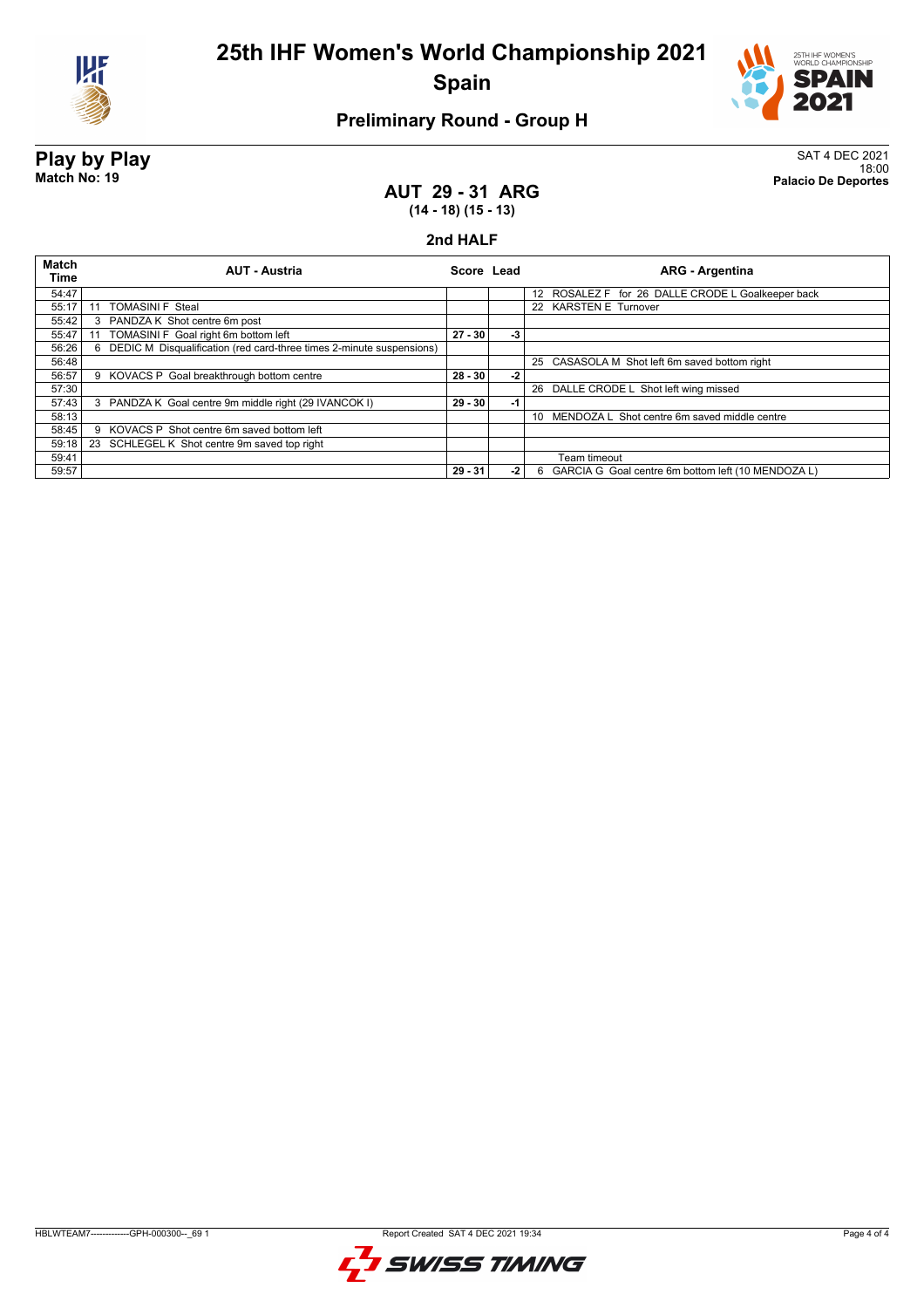# 25th IHF Women's World Championship 2021

**Spain**

## Preliminary Round - Group H

**Play by Play**
**Match No: 19**

SAT 4 DEC 2021
18:00
**Palacio De Deportes**

### AUT 29 - 31 ARG

**(14 - 18) (15 - 13)**

**2nd HALF**

| Match Time | AUT - Austria | Score | Lead | ARG - Argentina |
|---|---|---|---|---|
| 54:47 | | | | 12 ROSALEZ F for 26 DALLE CRODE L Goalkeeper back |
| 55:17 | 11 TOMASINI F Steal | | | 22 KARSTEN E Turnover |
| 55:42 | 3 PANDZA K Shot centre 6m post | | | |
| 55:47 | 11 TOMASINI F Goal right 6m bottom left | 27 - 30 | -3 | |
| 56:26 | 6 DEDIC M Disqualification (red card-three times 2-minute suspensions) | | | |
| 56:48 | | | | 25 CASASOLA M Shot left 6m saved bottom right |
| 56:57 | 9 KOVACS P Goal breakthrough bottom centre | 28 - 30 | -2 | |
| 57:30 | | | | 26 DALLE CRODE L Shot left wing missed |
| 57:43 | 3 PANDZA K Goal centre 9m middle right (29 IVANCOK I) | 29 - 30 | -1 | |
| 58:13 | | | | 10 MENDOZA L Shot centre 6m saved middle centre |
| 58:45 | 9 KOVACS P Shot centre 6m saved bottom left | | | |
| 59:18 | 23 SCHLEGEL K Shot centre 9m saved top right | | | |
| 59:41 | | | | Team timeout |
| 59:57 | | 29 - 31 | -2 | 6 GARCIA G Goal centre 6m bottom left (10 MENDOZA L) |

HBLWTEAM7-------------GPH-000300--_69 1 Report Created SAT 4 DEC 2021 19:34